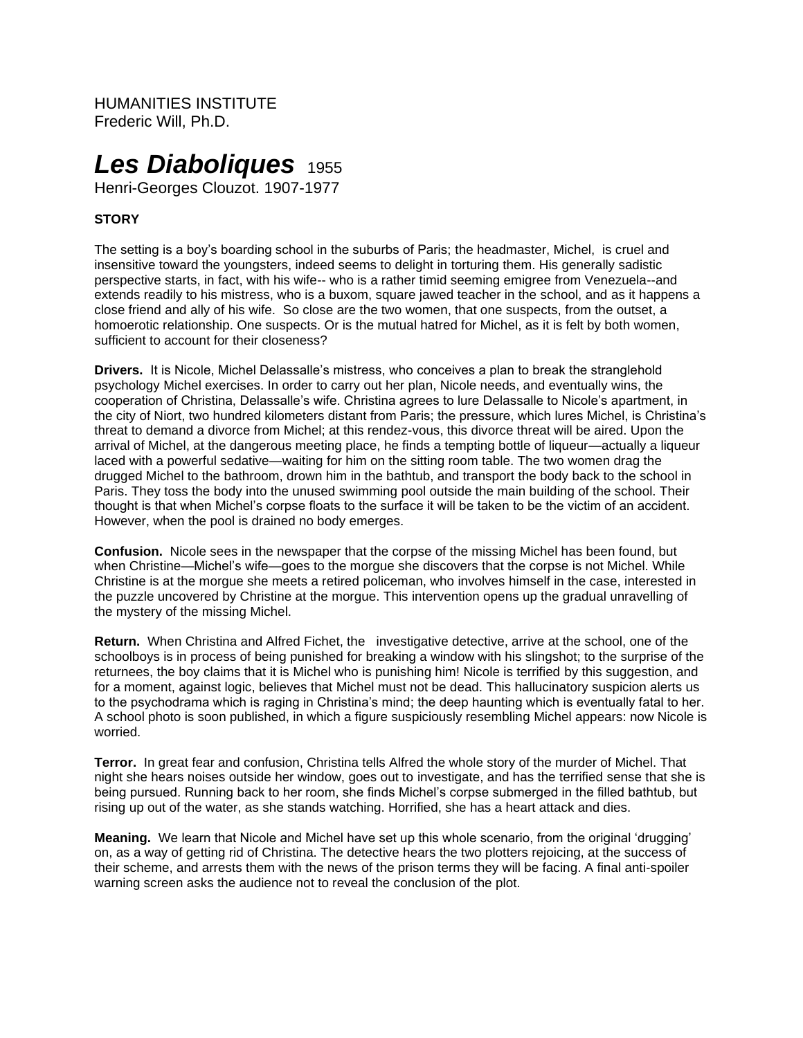HUMANITIES INSTITUTE
Frederic Will, Ph.D.

# *Les Diaboliques* 1955

Henri-Georges Clouzot. 1907-1977

**STORY**

The setting is a boy's boarding school in the suburbs of Paris; the headmaster, Michel, is cruel and insensitive toward the youngsters, indeed seems to delight in torturing them. His generally sadistic perspective starts, in fact, with his wife-- who is a rather timid seeming emigree from Venezuela--and extends readily to his mistress, who is a buxom, square jawed teacher in the school, and as it happens a close friend and ally of his wife. So close are the two women, that one suspects, from the outset, a homoerotic relationship. One suspects. Or is the mutual hatred for Michel, as it is felt by both women, sufficient to account for their closeness?

**Drivers.** It is Nicole, Michel Delassalle's mistress, who conceives a plan to break the stranglehold psychology Michel exercises. In order to carry out her plan, Nicole needs, and eventually wins, the cooperation of Christina, Delassalle's wife. Christina agrees to lure Delassalle to Nicole's apartment, in the city of Niort, two hundred kilometers distant from Paris; the pressure, which lures Michel, is Christina's threat to demand a divorce from Michel; at this rendez-vous, this divorce threat will be aired. Upon the arrival of Michel, at the dangerous meeting place, he finds a tempting bottle of liqueur—actually a liqueur laced with a powerful sedative—waiting for him on the sitting room table. The two women drag the drugged Michel to the bathroom, drown him in the bathtub, and transport the body back to the school in Paris. They toss the body into the unused swimming pool outside the main building of the school. Their thought is that when Michel's corpse floats to the surface it will be taken to be the victim of an accident. However, when the pool is drained no body emerges.

**Confusion.** Nicole sees in the newspaper that the corpse of the missing Michel has been found, but when Christine—Michel's wife—goes to the morgue she discovers that the corpse is not Michel. While Christine is at the morgue she meets a retired policeman, who involves himself in the case, interested in the puzzle uncovered by Christine at the morgue. This intervention opens up the gradual unravelling of the mystery of the missing Michel.

**Return.** When Christina and Alfred Fichet, the investigative detective, arrive at the school, one of the schoolboys is in process of being punished for breaking a window with his slingshot; to the surprise of the returnees, the boy claims that it is Michel who is punishing him! Nicole is terrified by this suggestion, and for a moment, against logic, believes that Michel must not be dead. This hallucinatory suspicion alerts us to the psychodrama which is raging in Christina's mind; the deep haunting which is eventually fatal to her. A school photo is soon published, in which a figure suspiciously resembling Michel appears: now Nicole is worried.

**Terror.** In great fear and confusion, Christina tells Alfred the whole story of the murder of Michel. That night she hears noises outside her window, goes out to investigate, and has the terrified sense that she is being pursued. Running back to her room, she finds Michel's corpse submerged in the filled bathtub, but rising up out of the water, as she stands watching. Horrified, she has a heart attack and dies.

**Meaning.** We learn that Nicole and Michel have set up this whole scenario, from the original 'drugging' on, as a way of getting rid of Christina. The detective hears the two plotters rejoicing, at the success of their scheme, and arrests them with the news of the prison terms they will be facing. A final anti-spoiler warning screen asks the audience not to reveal the conclusion of the plot.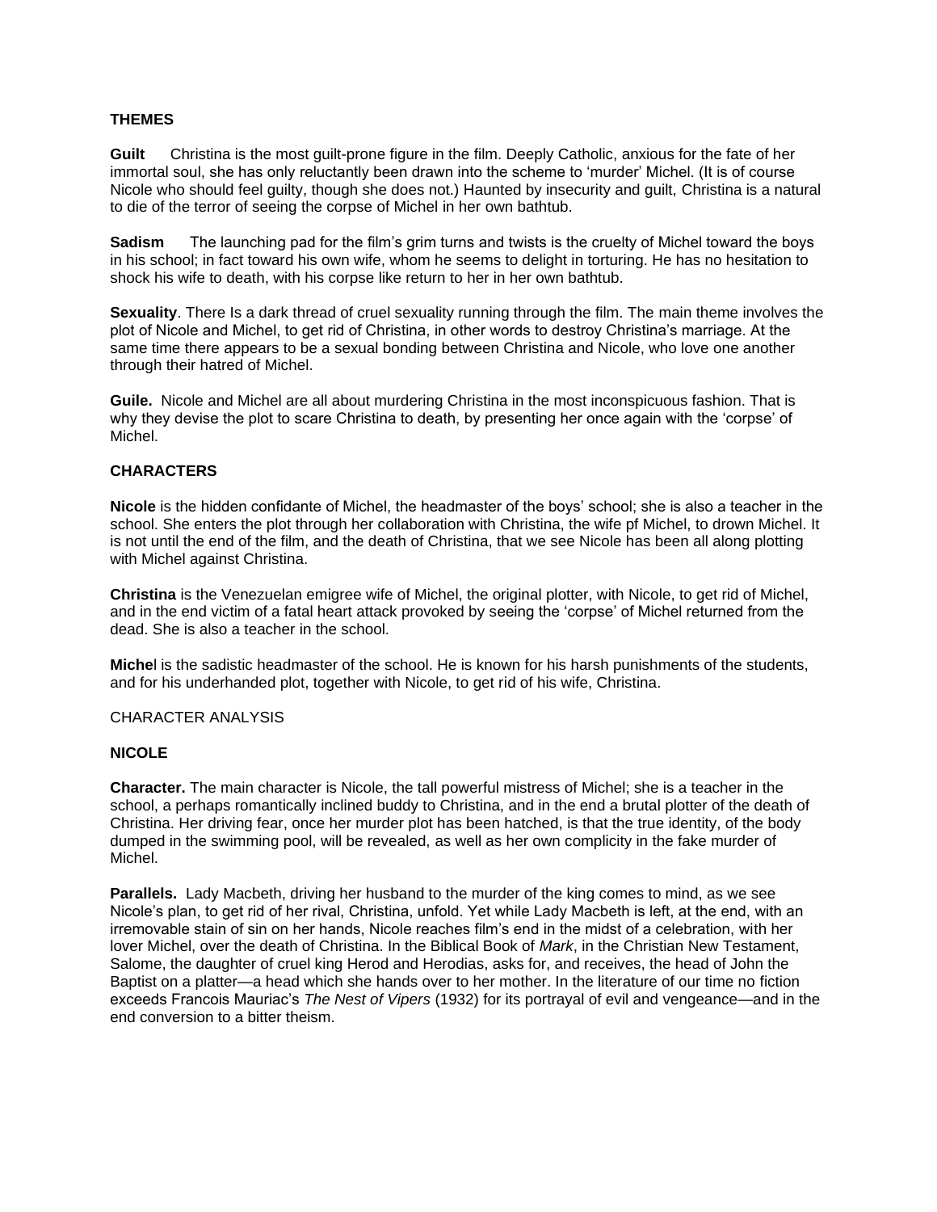## THEMES

**Guilt** Christina is the most guilt-prone figure in the film. Deeply Catholic, anxious for the fate of her immortal soul, she has only reluctantly been drawn into the scheme to 'murder' Michel. (It is of course Nicole who should feel guilty, though she does not.) Haunted by insecurity and guilt, Christina is a natural to die of the terror of seeing the corpse of Michel in her own bathtub.

**Sadism** The launching pad for the film's grim turns and twists is the cruelty of Michel toward the boys in his school; in fact toward his own wife, whom he seems to delight in torturing. He has no hesitation to shock his wife to death, with his corpse like return to her in her own bathtub.

**Sexuality**. There Is a dark thread of cruel sexuality running through the film. The main theme involves the plot of Nicole and Michel, to get rid of Christina, in other words to destroy Christina's marriage. At the same time there appears to be a sexual bonding between Christina and Nicole, who love one another through their hatred of Michel.

**Guile.** Nicole and Michel are all about murdering Christina in the most inconspicuous fashion. That is why they devise the plot to scare Christina to death, by presenting her once again with the 'corpse' of Michel.

## CHARACTERS

**Nicole** is the hidden confidante of Michel, the headmaster of the boys' school; she is also a teacher in the school. She enters the plot through her collaboration with Christina, the wife pf Michel, to drown Michel. It is not until the end of the film, and the death of Christina, that we see Nicole has been all along plotting with Michel against Christina.

**Christina** is the Venezuelan emigree wife of Michel, the original plotter, with Nicole, to get rid of Michel, and in the end victim of a fatal heart attack provoked by seeing the 'corpse' of Michel returned from the dead. She is also a teacher in the school.

**Michel** is the sadistic headmaster of the school. He is known for his harsh punishments of the students, and for his underhanded plot, together with Nicole, to get rid of his wife, Christina.

CHARACTER ANALYSIS

### NICOLE

**Character.** The main character is Nicole, the tall powerful mistress of Michel; she is a teacher in the school, a perhaps romantically inclined buddy to Christina, and in the end a brutal plotter of the death of Christina. Her driving fear, once her murder plot has been hatched, is that the true identity, of the body dumped in the swimming pool, will be revealed, as well as her own complicity in the fake murder of Michel.

**Parallels.** Lady Macbeth, driving her husband to the murder of the king comes to mind, as we see Nicole's plan, to get rid of her rival, Christina, unfold. Yet while Lady Macbeth is left, at the end, with an irremovable stain of sin on her hands, Nicole reaches film's end in the midst of a celebration, with her lover Michel, over the death of Christina. In the Biblical Book of *Mark*, in the Christian New Testament, Salome, the daughter of cruel king Herod and Herodias, asks for, and receives, the head of John the Baptist on a platter—a head which she hands over to her mother. In the literature of our time no fiction exceeds Francois Mauriac's *The Nest of Vipers* (1932) for its portrayal of evil and vengeance—and in the end conversion to a bitter theism.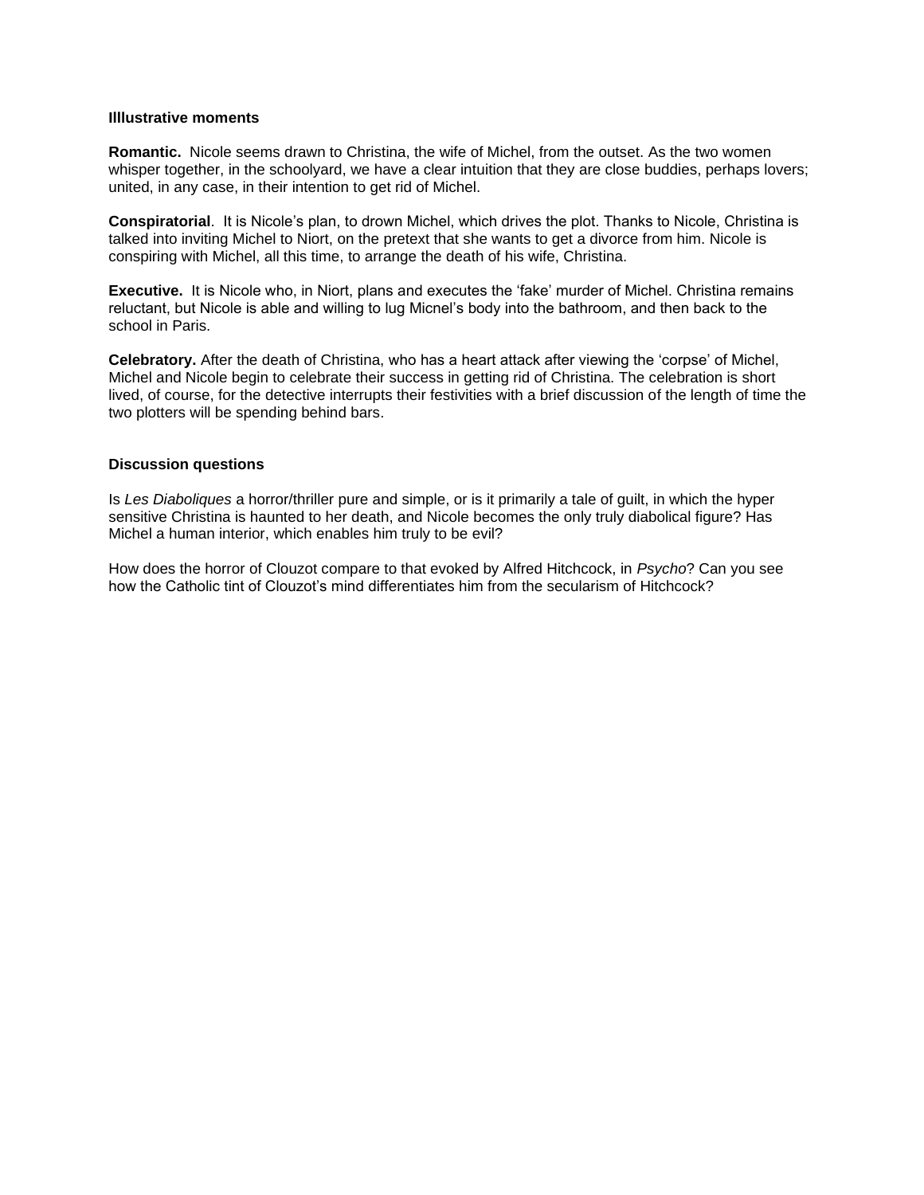**Illlustrative moments**

**Romantic.** Nicole seems drawn to Christina, the wife of Michel, from the outset. As the two women whisper together, in the schoolyard, we have a clear intuition that they are close buddies, perhaps lovers; united, in any case, in their intention to get rid of Michel.

**Conspiratorial**. It is Nicole's plan, to drown Michel, which drives the plot. Thanks to Nicole, Christina is talked into inviting Michel to Niort, on the pretext that she wants to get a divorce from him. Nicole is conspiring with Michel, all this time, to arrange the death of his wife, Christina.

**Executive.** It is Nicole who, in Niort, plans and executes the 'fake' murder of Michel. Christina remains reluctant, but Nicole is able and willing to lug Micnel's body into the bathroom, and then back to the school in Paris.

**Celebratory.** After the death of Christina, who has a heart attack after viewing the 'corpse' of Michel, Michel and Nicole begin to celebrate their success in getting rid of Christina. The celebration is short lived, of course, for the detective interrupts their festivities with a brief discussion of the length of time the two plotters will be spending behind bars.

**Discussion questions**

Is *Les Diaboliques* a horror/thriller pure and simple, or is it primarily a tale of guilt, in which the hyper sensitive Christina is haunted to her death, and Nicole becomes the only truly diabolical figure? Has Michel a human interior, which enables him truly to be evil?

How does the horror of Clouzot compare to that evoked by Alfred Hitchcock, in *Psycho*? Can you see how the Catholic tint of Clouzot's mind differentiates him from the secularism of Hitchcock?